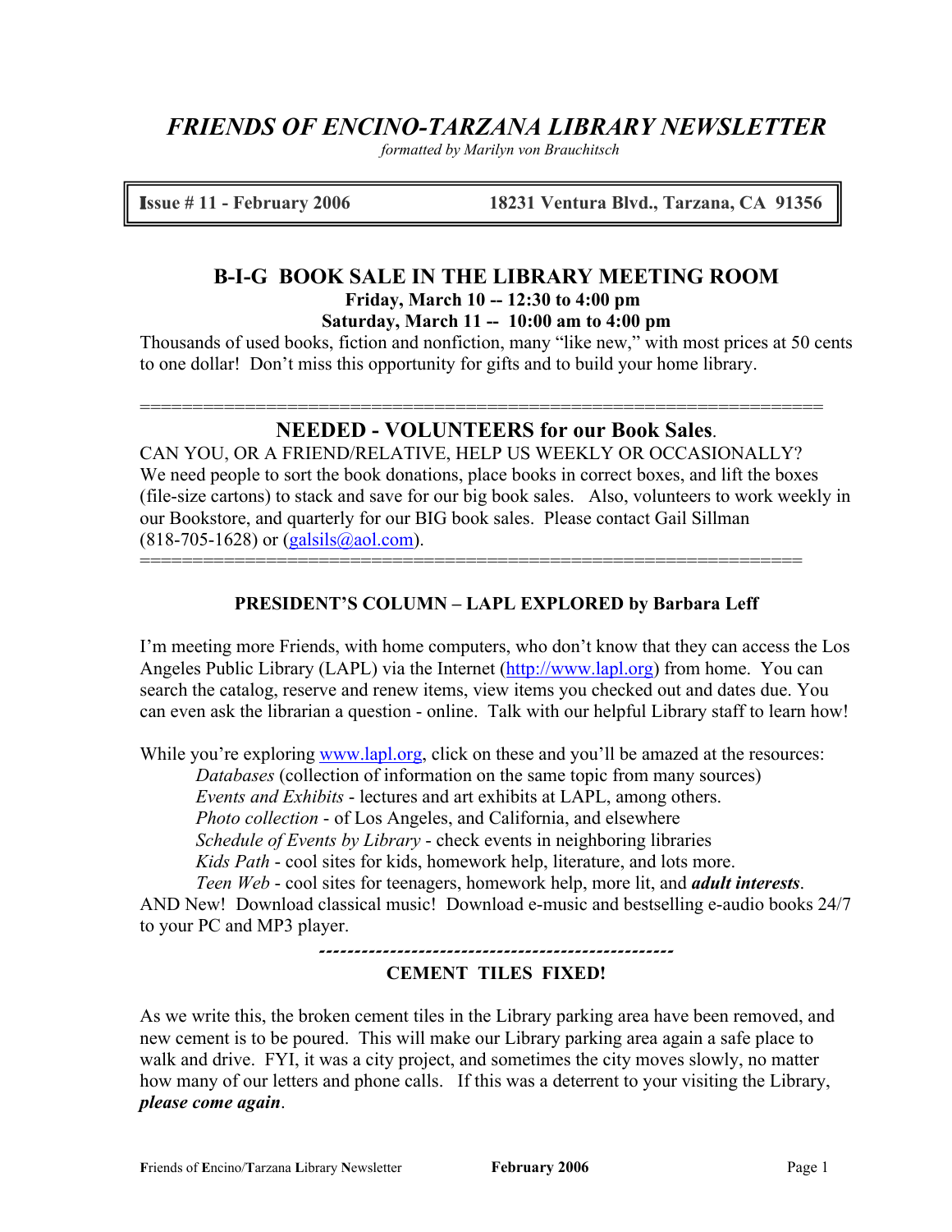# *FRIENDS OF ENCINO-TARZANA LIBRARY NEWSLETTER*

*formatted by Marilyn von Brauchitsch*

**Issue # 11 - February 2006** **18231 Ventura Blvd., Tarzana, CA 91356**

## B-I-G BOOK SALE IN THE LIBRARY MEETING ROOM

**Friday, March 10 -- 12:30 to 4:00 pm**

**Saturday, March 11 -- 10:00 am to 4:00 pm**

Thousands of used books, fiction and nonfiction, many "like new," with most prices at 50 cents to one dollar! Don't miss this opportunity for gifts and to build your home library.

================================================================

## NEEDED - VOLUNTEERS for our Book Sales.

CAN YOU, OR A FRIEND/RELATIVE, HELP US WEEKLY OR OCCASIONALLY? We need people to sort the book donations, place books in correct boxes, and lift the boxes (file-size cartons) to stack and save for our big book sales. Also, volunteers to work weekly in our Bookstore, and quarterly for our BIG book sales. Please contact Gail Sillman (818-705-1628) or (galsils@aol.com).

================================================================

### PRESIDENT'S COLUMN – LAPL EXPLORED by Barbara Leff

I'm meeting more Friends, with home computers, who don't know that they can access the Los Angeles Public Library (LAPL) via the Internet (http://www.lapl.org) from home. You can search the catalog, reserve and renew items, view items you checked out and dates due. You can even ask the librarian a question - online. Talk with our helpful Library staff to learn how!

While you're exploring www.lapl.org, click on these and you'll be amazed at the resources:

- *Databases* (collection of information on the same topic from many sources)
- *Events and Exhibits* - lectures and art exhibits at LAPL, among others.
- *Photo collection* - of Los Angeles, and California, and elsewhere
- *Schedule of Events by Library* - check events in neighboring libraries
- *Kids Path* - cool sites for kids, homework help, literature, and lots more.
- *Teen Web* - cool sites for teenagers, homework help, more lit, and ***adult interests***.

AND New! Download classical music! Download e-music and bestselling e-audio books 24/7 to your PC and MP3 player.

--------------------------------------------------

### CEMENT TILES FIXED!

As we write this, the broken cement tiles in the Library parking area have been removed, and new cement is to be poured. This will make our Library parking area again a safe place to walk and drive. FYI, it was a city project, and sometimes the city moves slowly, no matter how many of our letters and phone calls. If this was a deterrent to your visiting the Library, ***please come again***.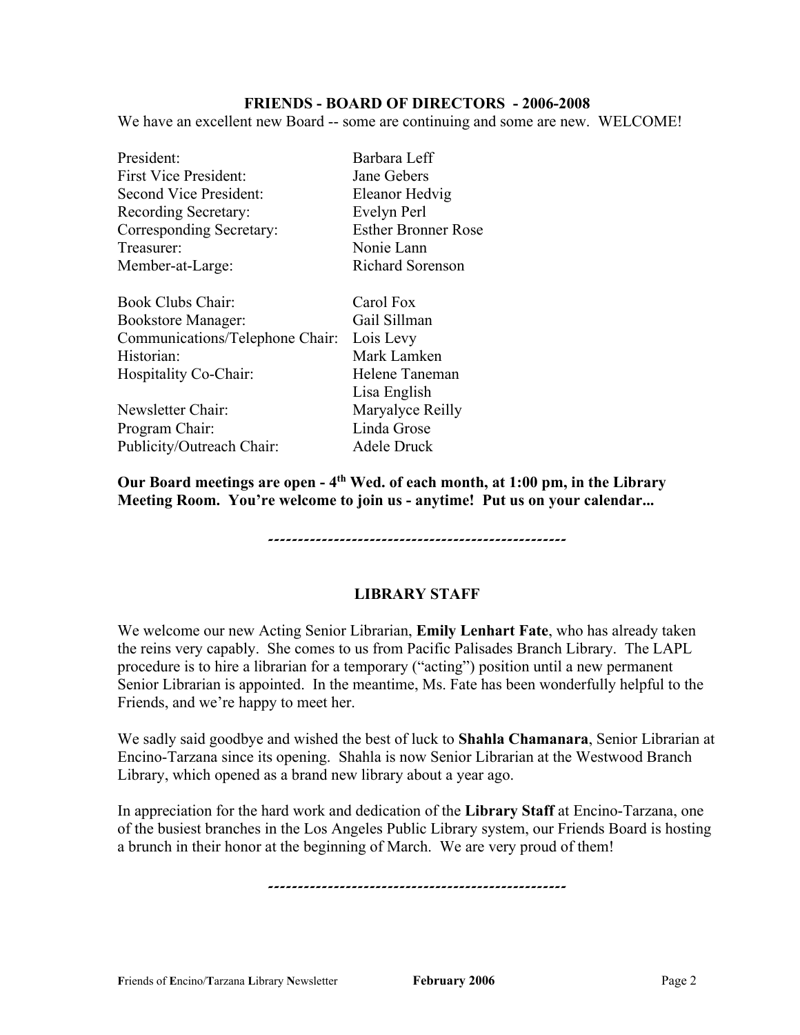## FRIENDS - BOARD OF DIRECTORS - 2006-2008

We have an excellent new Board -- some are continuing and some are new. WELCOME!

| | |
|---|---|
| President: | Barbara Leff |
| First Vice President: | Jane Gebers |
| Second Vice President: | Eleanor Hedvig |
| Recording Secretary: | Evelyn Perl |
| Corresponding Secretary: | Esther Bronner Rose |
| Treasurer: | Nonie Lann |
| Member-at-Large: | Richard Sorenson |
| | |
| Book Clubs Chair: | Carol Fox |
| Bookstore Manager: | Gail Sillman |
| Communications/Telephone Chair: | Lois Levy |
| Historian: | Mark Lamken |
| Hospitality Co-Chair: | Helene Taneman |
| | Lisa English |
| Newsletter Chair: | Maryalyce Reilly |
| Program Chair: | Linda Grose |
| Publicity/Outreach Chair: | Adele Druck |

**Our Board meetings are open - 4th Wed. of each month, at 1:00 pm, in the Library Meeting Room. You're welcome to join us - anytime! Put us on your calendar...**

---

## LIBRARY STAFF

We welcome our new Acting Senior Librarian, **Emily Lenhart Fate**, who has already taken the reins very capably. She comes to us from Pacific Palisades Branch Library. The LAPL procedure is to hire a librarian for a temporary ("acting") position until a new permanent Senior Librarian is appointed. In the meantime, Ms. Fate has been wonderfully helpful to the Friends, and we're happy to meet her.

We sadly said goodbye and wished the best of luck to **Shahla Chamanara**, Senior Librarian at Encino-Tarzana since its opening. Shahla is now Senior Librarian at the Westwood Branch Library, which opened as a brand new library about a year ago.

In appreciation for the hard work and dedication of the **Library Staff** at Encino-Tarzana, one of the busiest branches in the Los Angeles Public Library system, our Friends Board is hosting a brunch in their honor at the beginning of March. We are very proud of them!

---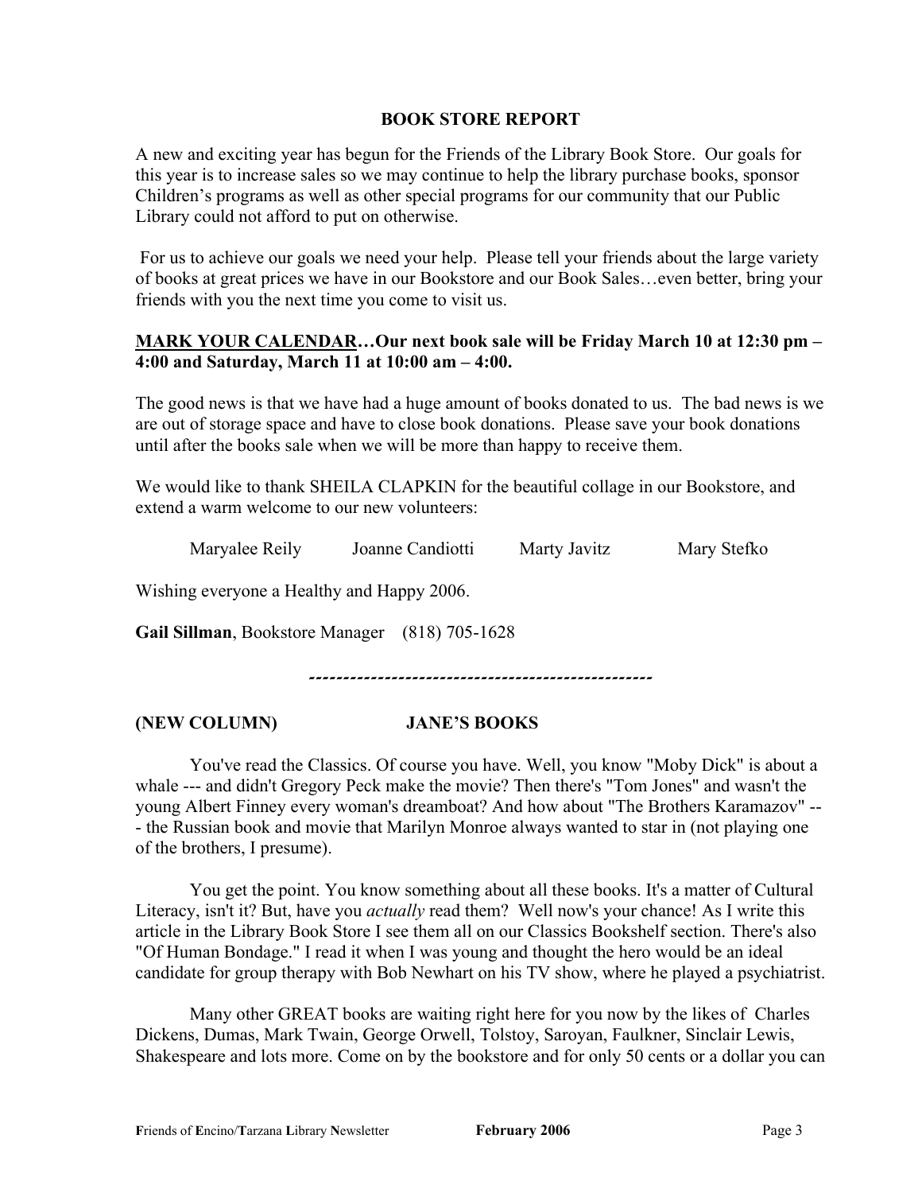## BOOK STORE REPORT

A new and exciting year has begun for the Friends of the Library Book Store. Our goals for this year is to increase sales so we may continue to help the library purchase books, sponsor Children's programs as well as other special programs for our community that our Public Library could not afford to put on otherwise.

For us to achieve our goals we need your help. Please tell your friends about the large variety of books at great prices we have in our Bookstore and our Book Sales…even better, bring your friends with you the next time you come to visit us.

**<u>MARK YOUR CALENDAR</u>…Our next book sale will be Friday March 10 at 12:30 pm – 4:00 and Saturday, March 11 at 10:00 am – 4:00.**

The good news is that we have had a huge amount of books donated to us. The bad news is we are out of storage space and have to close book donations. Please save your book donations until after the books sale when we will be more than happy to receive them.

We would like to thank SHEILA CLAPKIN for the beautiful collage in our Bookstore, and extend a warm welcome to our new volunteers:

Maryalee Reily  Joanne Candiotti  Marty Javitz  Mary Stefko

Wishing everyone a Healthy and Happy 2006.

**Gail Sillman**, Bookstore Manager (818) 705-1628

---

## (NEW COLUMN) JANE'S BOOKS

You've read the Classics. Of course you have. Well, you know "Moby Dick" is about a whale --- and didn't Gregory Peck make the movie? Then there's "Tom Jones" and wasn't the young Albert Finney every woman's dreamboat? And how about "The Brothers Karamazov" --- the Russian book and movie that Marilyn Monroe always wanted to star in (not playing one of the brothers, I presume).

You get the point. You know something about all these books. It's a matter of Cultural Literacy, isn't it? But, have you *actually* read them? Well now's your chance! As I write this article in the Library Book Store I see them all on our Classics Bookshelf section. There's also "Of Human Bondage." I read it when I was young and thought the hero would be an ideal candidate for group therapy with Bob Newhart on his TV show, where he played a psychiatrist.

Many other GREAT books are waiting right here for you now by the likes of Charles Dickens, Dumas, Mark Twain, George Orwell, Tolstoy, Saroyan, Faulkner, Sinclair Lewis, Shakespeare and lots more. Come on by the bookstore and for only 50 cents or a dollar you can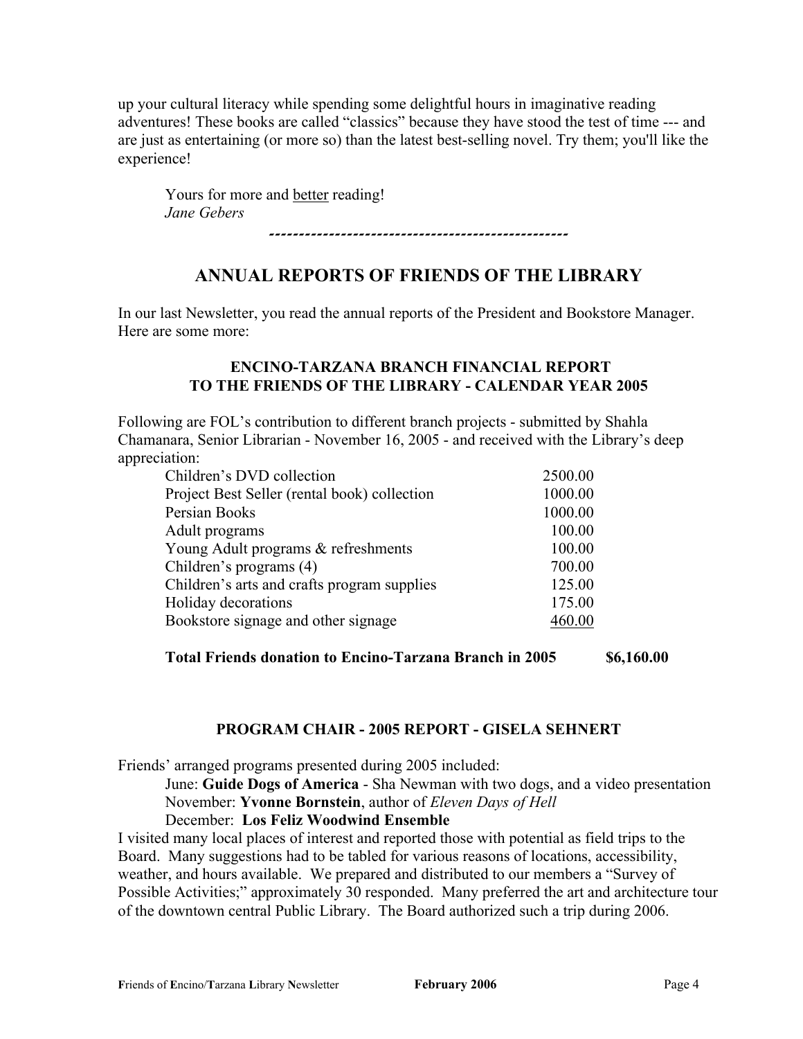up your cultural literacy while spending some delightful hours in imaginative reading adventures! These books are called "classics" because they have stood the test of time --- and are just as entertaining (or more so) than the latest best-selling novel. Try them; you'll like the experience!

Yours for more and better reading!
*Jane Gebers*

---

## ANNUAL REPORTS OF FRIENDS OF THE LIBRARY

In our last Newsletter, you read the annual reports of the President and Bookstore Manager. Here are some more:

### ENCINO-TARZANA BRANCH FINANCIAL REPORT TO THE FRIENDS OF THE LIBRARY - CALENDAR YEAR 2005

Following are FOL's contribution to different branch projects - submitted by Shahla Chamanara, Senior Librarian - November 16, 2005 - and received with the Library's deep appreciation:

| Item | Amount |
|---|---|
| Children's DVD collection | 2500.00 |
| Project Best Seller (rental book) collection | 1000.00 |
| Persian Books | 1000.00 |
| Adult programs | 100.00 |
| Young Adult programs & refreshments | 100.00 |
| Children's programs (4) | 700.00 |
| Children's arts and crafts program supplies | 125.00 |
| Holiday decorations | 175.00 |
| Bookstore signage and other signage | 460.00 |

**Total Friends donation to Encino-Tarzana Branch in 2005 $6,160.00**

### PROGRAM CHAIR - 2005 REPORT - GISELA SEHNERT

Friends' arranged programs presented during 2005 included:

June: **Guide Dogs of America** - Sha Newman with two dogs, and a video presentation
November: **Yvonne Bornstein**, author of *Eleven Days of Hell*
December: **Los Feliz Woodwind Ensemble**

I visited many local places of interest and reported those with potential as field trips to the Board. Many suggestions had to be tabled for various reasons of locations, accessibility, weather, and hours available. We prepared and distributed to our members a "Survey of Possible Activities;" approximately 30 responded. Many preferred the art and architecture tour of the downtown central Public Library. The Board authorized such a trip during 2006.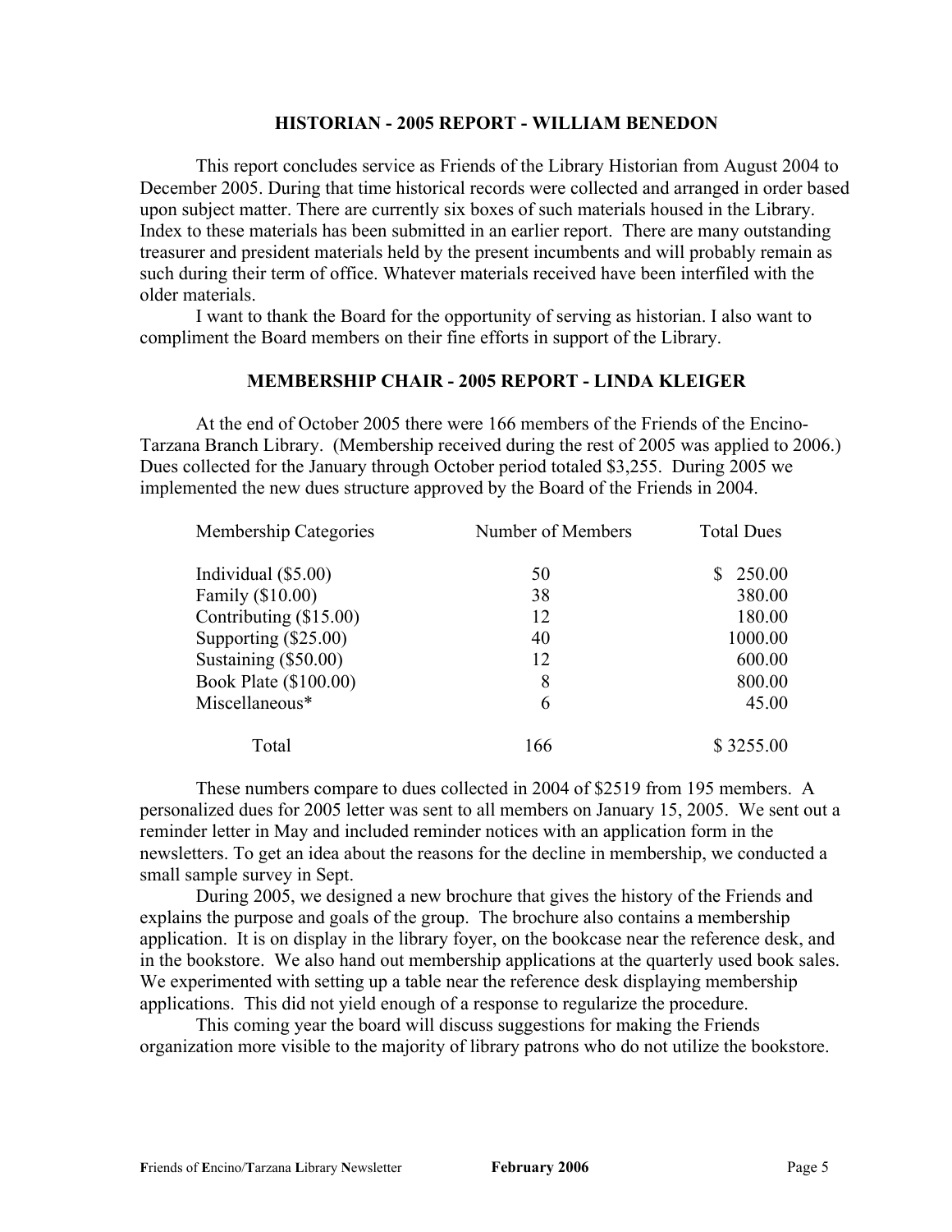## HISTORIAN - 2005 REPORT - WILLIAM BENEDON

This report concludes service as Friends of the Library Historian from August 2004 to December 2005. During that time historical records were collected and arranged in order based upon subject matter. There are currently six boxes of such materials housed in the Library. Index to these materials has been submitted in an earlier report. There are many outstanding treasurer and president materials held by the present incumbents and will probably remain as such during their term of office. Whatever materials received have been interfiled with the older materials.

I want to thank the Board for the opportunity of serving as historian. I also want to compliment the Board members on their fine efforts in support of the Library.

## MEMBERSHIP CHAIR - 2005 REPORT - LINDA KLEIGER

At the end of October 2005 there were 166 members of the Friends of the Encino-Tarzana Branch Library. (Membership received during the rest of 2005 was applied to 2006.) Dues collected for the January through October period totaled $3,255. During 2005 we implemented the new dues structure approved by the Board of the Friends in 2004.

| Membership Categories | Number of Members | Total Dues |
|---|---|---|
| Individual ($5.00) | 50 | $ 250.00 |
| Family ($10.00) | 38 | 380.00 |
| Contributing ($15.00) | 12 | 180.00 |
| Supporting ($25.00) | 40 | 1000.00 |
| Sustaining ($50.00) | 12 | 600.00 |
| Book Plate ($100.00) | 8 | 800.00 |
| Miscellaneous* | 6 | 45.00 |
| Total | 166 | $ 3255.00 |

These numbers compare to dues collected in 2004 of $2519 from 195 members. A personalized dues for 2005 letter was sent to all members on January 15, 2005. We sent out a reminder letter in May and included reminder notices with an application form in the newsletters. To get an idea about the reasons for the decline in membership, we conducted a small sample survey in Sept.

During 2005, we designed a new brochure that gives the history of the Friends and explains the purpose and goals of the group. The brochure also contains a membership application. It is on display in the library foyer, on the bookcase near the reference desk, and in the bookstore. We also hand out membership applications at the quarterly used book sales. We experimented with setting up a table near the reference desk displaying membership applications. This did not yield enough of a response to regularize the procedure.

This coming year the board will discuss suggestions for making the Friends organization more visible to the majority of library patrons who do not utilize the bookstore.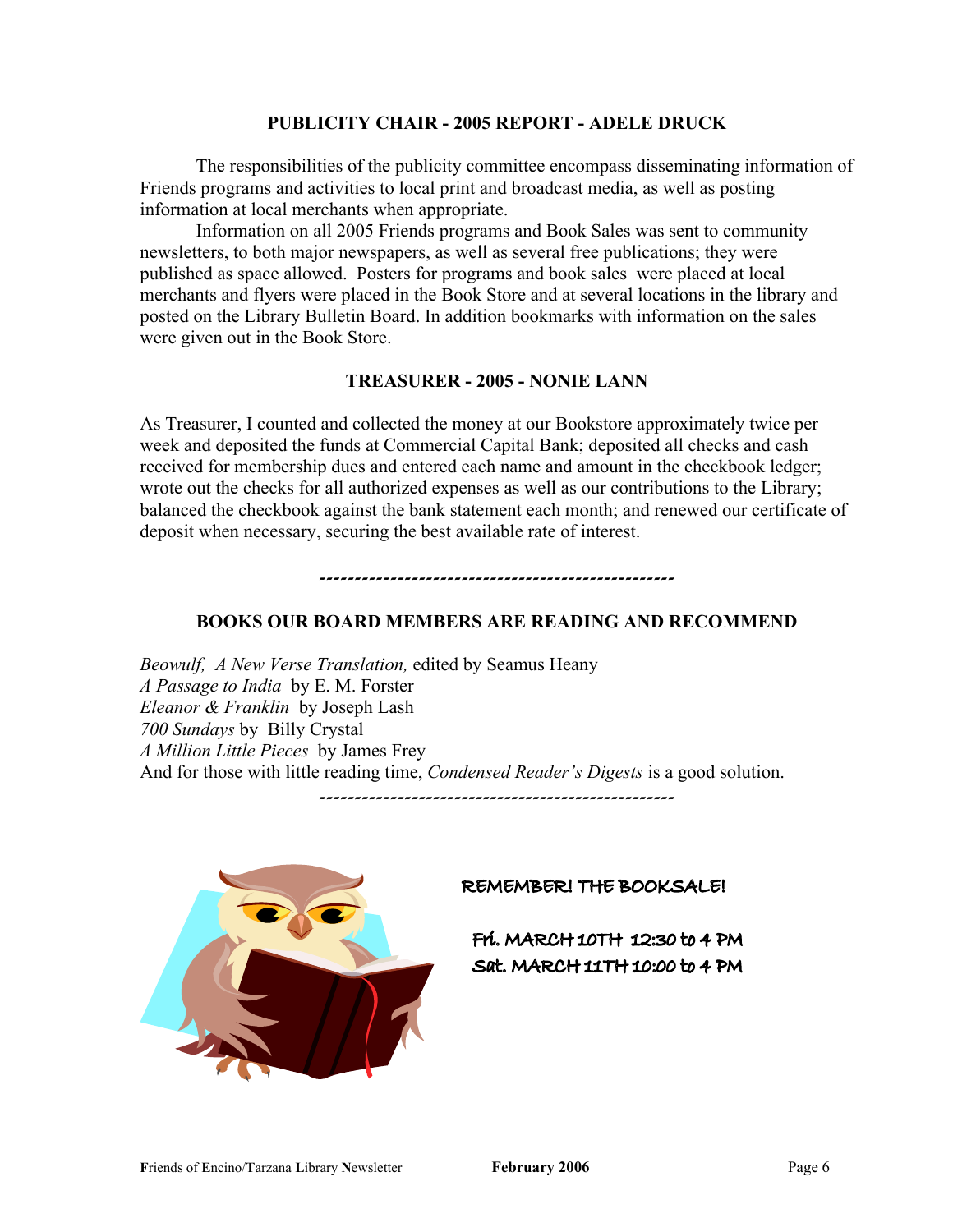## PUBLICITY CHAIR - 2005 REPORT - ADELE DRUCK

The responsibilities of the publicity committee encompass disseminating information of Friends programs and activities to local print and broadcast media, as well as posting information at local merchants when appropriate.

Information on all 2005 Friends programs and Book Sales was sent to community newsletters, to both major newspapers, as well as several free publications; they were published as space allowed. Posters for programs and book sales were placed at local merchants and flyers were placed in the Book Store and at several locations in the library and posted on the Library Bulletin Board. In addition bookmarks with information on the sales were given out in the Book Store.

## TREASURER - 2005 - NONIE LANN

As Treasurer, I counted and collected the money at our Bookstore approximately twice per week and deposited the funds at Commercial Capital Bank; deposited all checks and cash received for membership dues and entered each name and amount in the checkbook ledger; wrote out the checks for all authorized expenses as well as our contributions to the Library; balanced the checkbook against the bank statement each month; and renewed our certificate of deposit when necessary, securing the best available rate of interest.

---

## BOOKS OUR BOARD MEMBERS ARE READING AND RECOMMEND

*Beowulf, A New Verse Translation,* edited by Seamus Heany
*A Passage to India* by E. M. Forster
*Eleanor & Franklin* by Joseph Lash
*700 Sundays* by Billy Crystal
*A Million Little Pieces* by James Frey
And for those with little reading time, *Condensed Reader's Digests* is a good solution.

---

**REMEMBER! THE BOOKSALE!**

**Fri. MARCH 10TH 12:30 to 4 PM**
**Sat. MARCH 11TH 10:00 to 4 PM**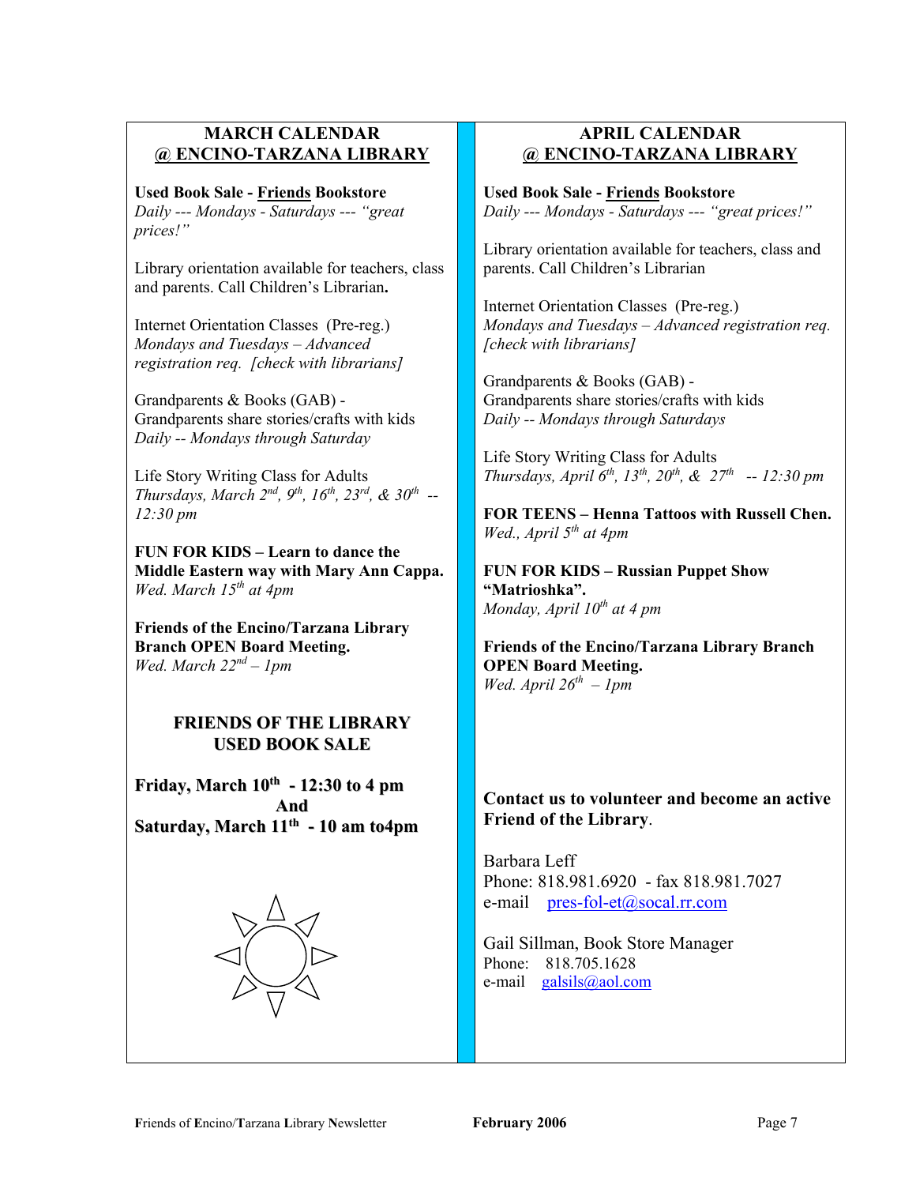## MARCH CALENDAR
## @ ENCINO-TARZANA LIBRARY

**Used Book Sale - Friends Bookstore**
*Daily --- Mondays - Saturdays --- "great prices!"*

Library orientation available for teachers, class and parents. Call Children's Librarian**.**

Internet Orientation Classes (Pre-reg.)
*Mondays and Tuesdays – Advanced registration req. [check with librarians]*

Grandparents & Books (GAB) -
Grandparents share stories/crafts with kids
*Daily -- Mondays through Saturday*

Life Story Writing Class for Adults
*Thursdays, March 2nd, 9th, 16th, 23rd, & 30th -- 12:30 pm*

**FUN FOR KIDS – Learn to dance the Middle Eastern way with Mary Ann Cappa.**
*Wed. March 15th at 4pm*

**Friends of the Encino/Tarzana Library Branch OPEN Board Meeting.**
*Wed. March 22nd – 1pm*

### FRIENDS OF THE LIBRARY USED BOOK SALE

**Friday, March 10th - 12:30 to 4 pm**
**And**
**Saturday, March 11th - 10 am to4pm**

## APRIL CALENDAR
## @ ENCINO-TARZANA LIBRARY

**Used Book Sale - Friends Bookstore**
*Daily --- Mondays - Saturdays --- "great prices!"*

Library orientation available for teachers, class and parents. Call Children's Librarian

Internet Orientation Classes (Pre-reg.)
*Mondays and Tuesdays – Advanced registration req. [check with librarians]*

Grandparents & Books (GAB) -
Grandparents share stories/crafts with kids
*Daily -- Mondays through Saturdays*

Life Story Writing Class for Adults
*Thursdays, April 6th, 13th, 20th, & 27th -- 12:30 pm*

**FOR TEENS – Henna Tattoos with Russell Chen.**
*Wed., April 5th at 4pm*

**FUN FOR KIDS – Russian Puppet Show "Matrioshka".**
*Monday, April 10th at 4 pm*

**Friends of the Encino/Tarzana Library Branch OPEN Board Meeting.**
*Wed. April 26th – 1pm*

**Contact us to volunteer and become an active Friend of the Library**.

Barbara Leff
Phone: 818.981.6920 - fax 818.981.7027
e-mail pres-fol-et@socal.rr.com

Gail Sillman, Book Store Manager
Phone: 818.705.1628
e-mail galsils@aol.com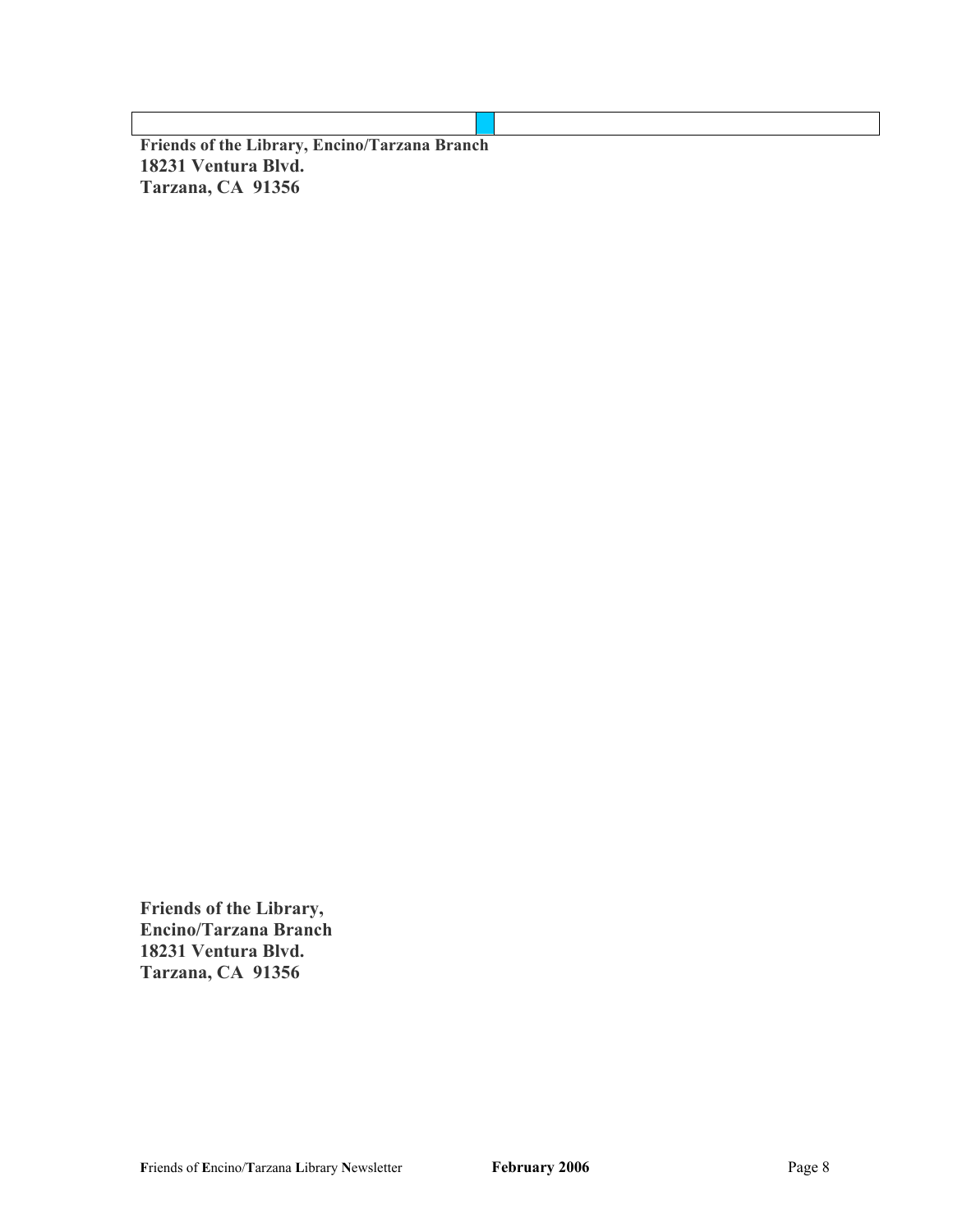**Friends of the Library, Encino/Tarzana Branch**
**18231 Ventura Blvd.**
**Tarzana, CA  91356**

**Friends of the Library,**
**Encino/Tarzana Branch**
**18231 Ventura Blvd.**
**Tarzana, CA  91356**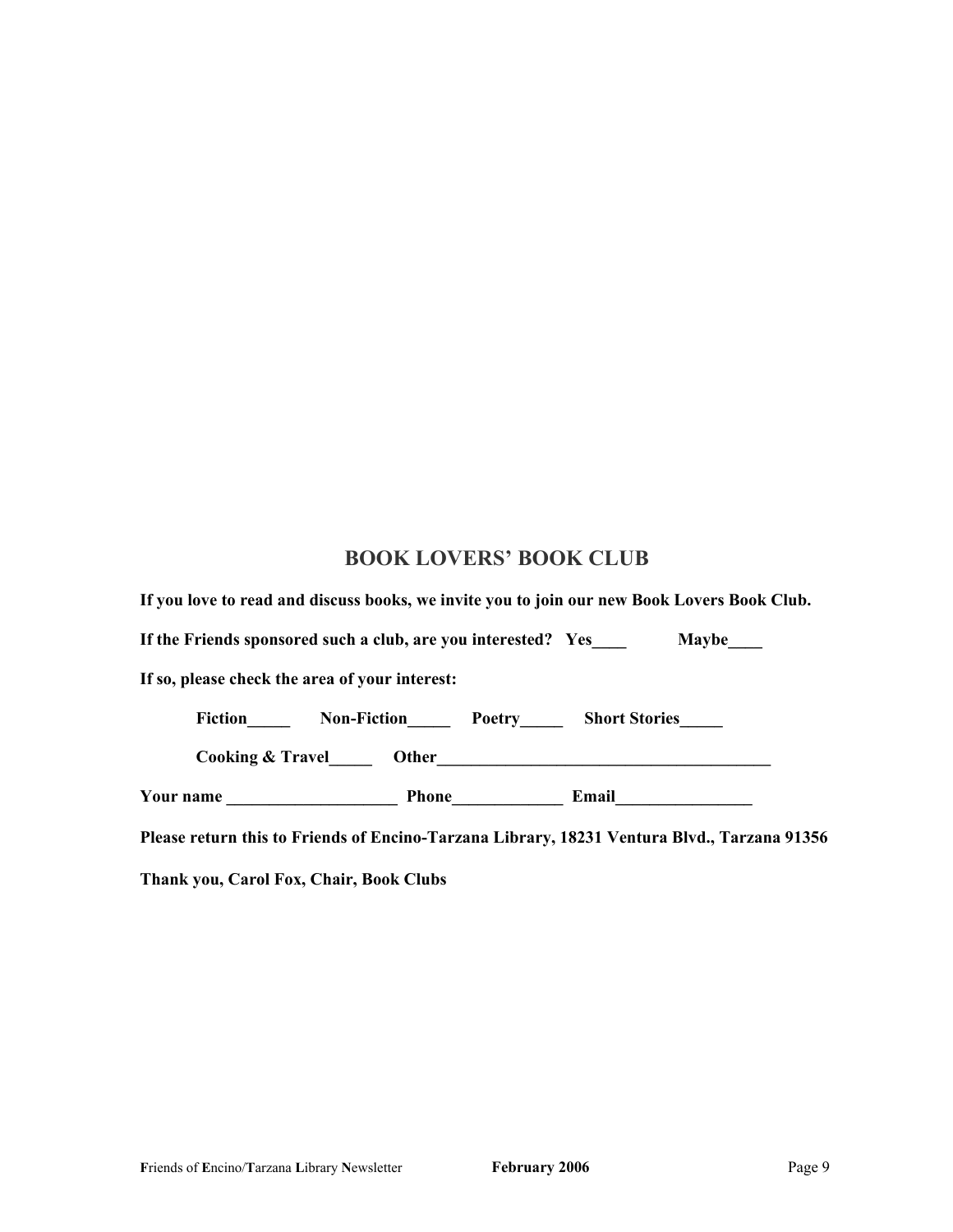## BOOK LOVERS' BOOK CLUB

**If you love to read and discuss books, we invite you to join our new Book Lovers Book Club.**

**If the Friends sponsored such a club, are you interested? Yes____ Maybe____**

**If so, please check the area of your interest:**

**Fiction_____ Non-Fiction_____ Poetry_____ Short Stories_____**

**Cooking & Travel_____ Other________________________________________**

**Your name ____________________ Phone_____________ Email________________**

**Please return this to Friends of Encino-Tarzana Library, 18231 Ventura Blvd., Tarzana 91356**

**Thank you, Carol Fox, Chair, Book Clubs**